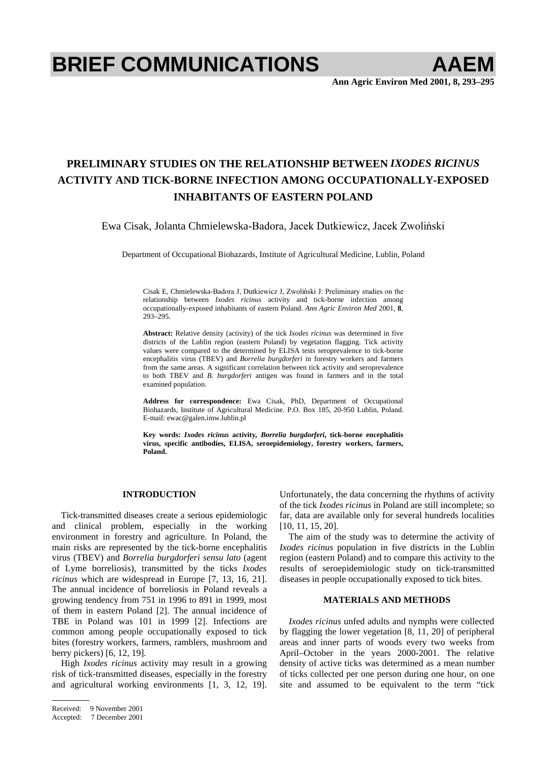# BRIEF COMMUNICATIONS

## PRELIMINARY STUDIES ON THE RELATIONSHIP BETWEEN *IXODES RICINUS* ACTIVITY AND TICK-BORNE INFECTION AMONG OCCUPATIONALLY-EXPOSED INHABITANTS OF EASTERN POLAND

Ewa Cisak, Jolanta Chmielewska-Badora, Jacek Dutkiewicz, Jacek Zwoliński

Department of Occupational Biohazards, Institute of Agricultural Medicine, Lublin, Poland

Cisak E, Chmielewska-Badora J, Dutkiewicz J, Zwoliński J: Preliminary studies on the relationship between *Ixodes ricinus* activity and tick-borne infection among occupationally-exposed inhabitants of eastern Poland. *Ann Agric Environ Med* 2001, **8**, 293–295.

**Abstract:** Relative density (activity) of the tick *Ixodes ricinus* was determined in five districts of the Lublin region (eastern Poland) by vegetation flagging. Tick activity values were compared to the determined by ELISA tests seroprevalence to tick-borne encephalitis virus (TBEV) and *Borrelia burgdorferi* in forestry workers and farmers from the same areas. A significant correlation between tick activity and seroprevalence to both TBEV and *B. burgdorferi* antigen was found in farmers and in the total examined population.

**Address for correspondence:** Ewa Cisak, PhD, Department of Occupational Biohazards, Institute of Agricultural Medicine. P.O. Box 185, 20-950 Lublin, Poland. E-mail: ewac@galen.imw.lublin.pl

**Key words:** ***Ixodes ricinus*** **activity,** ***Borrelia burgdorferi*****, tick-borne encephalitis virus, specific antibodies, ELISA, seroepidemiology, forestry workers, farmers, Poland.**

### INTRODUCTION

Tick-transmitted diseases create a serious epidemiologic and clinical problem, especially in the working environment in forestry and agriculture. In Poland, the main risks are represented by the tick-borne encephalitis virus (TBEV) and *Borrelia burgdorferi sensu lato* (agent of Lyme borreliosis), transmitted by the ticks *Ixodes ricinus* which are widespread in Europe [7, 13, 16, 21]. The annual incidence of borreliosis in Poland reveals a growing tendency from 751 in 1996 to 891 in 1999, most of them in eastern Poland [2]. The annual incidence of TBE in Poland was 101 in 1999 [2]. Infections are common among people occupationally exposed to tick bites (forestry workers, farmers, ramblers, mushroom and berry pickers) [6, 12, 19].

High *Ixodes ricinus* activity may result in a growing risk of tick-transmitted diseases, especially in the forestry and agricultural working environments [1, 3, 12, 19]. Unfortunately, the data concerning the rhythms of activity of the tick *Ixodes ricinus* in Poland are still incomplete; so far, data are available only for several hundreds localities [10, 11, 15, 20].

The aim of the study was to determine the activity of *Ixodes ricinus* population in five districts in the Lublin region (eastern Poland) and to compare this activity to the results of seroepidemiologic study on tick-transmitted diseases in people occupationally exposed to tick bites.

### MATERIALS AND METHODS

*Ixodes ricinus* unfed adults and nymphs were collected by flagging the lower vegetation [8, 11, 20] of peripheral areas and inner parts of woods every two weeks from April–October in the years 2000-2001. The relative density of active ticks was determined as a mean number of ticks collected per one person during one hour, on one site and assumed to be equivalent to the term "tick

Received: 9 November 2001
Accepted: 7 December 2001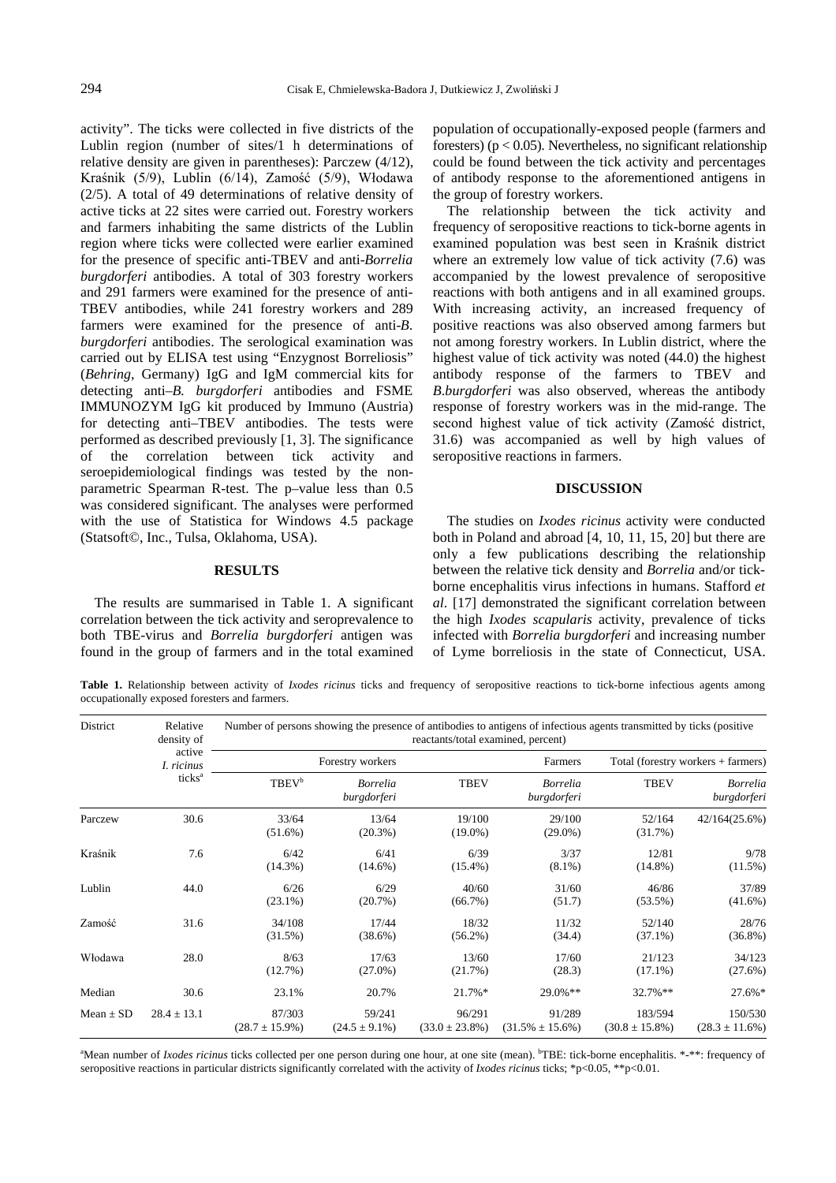activity". The ticks were collected in five districts of the Lublin region (number of sites/1 h determinations of relative density are given in parentheses): Parczew (4/12), Kraśnik (5/9), Lublin (6/14), Zamość (5/9), Włodawa (2/5). A total of 49 determinations of relative density of active ticks at 22 sites were carried out. Forestry workers and farmers inhabiting the same districts of the Lublin region where ticks were collected were earlier examined for the presence of specific anti-TBEV and anti-*Borrelia burgdorferi* antibodies. A total of 303 forestry workers and 291 farmers were examined for the presence of anti-TBEV antibodies, while 241 forestry workers and 289 farmers were examined for the presence of anti-*B. burgdorferi* antibodies. The serological examination was carried out by ELISA test using "Enzygnost Borreliosis" (*Behring*, Germany) IgG and IgM commercial kits for detecting anti–*B. burgdorferi* antibodies and FSME IMMUNOZYM IgG kit produced by Immuno (Austria) for detecting anti–TBEV antibodies. The tests were performed as described previously [1, 3]. The significance of the correlation between tick activity and seroepidemiological findings was tested by the non-parametric Spearman R-test. The p–value less than 0.5 was considered significant. The analyses were performed with the use of Statistica for Windows 4.5 package (Statsoft©, Inc., Tulsa, Oklahoma, USA).

## RESULTS

The results are summarised in Table 1. A significant correlation between the tick activity and seroprevalence to both TBE-virus and *Borrelia burgdorferi* antigen was found in the group of farmers and in the total examined population of occupationally-exposed people (farmers and foresters) ($p < 0.05$). Nevertheless, no significant relationship could be found between the tick activity and percentages of antibody response to the aforementioned antigens in the group of forestry workers.

The relationship between the tick activity and frequency of seropositive reactions to tick-borne agents in examined population was best seen in Kraśnik district where an extremely low value of tick activity (7.6) was accompanied by the lowest prevalence of seropositive reactions with both antigens and in all examined groups. With increasing activity, an increased frequency of positive reactions was also observed among farmers but not among forestry workers. In Lublin district, where the highest value of tick activity was noted (44.0) the highest antibody response of the farmers to TBEV and *B.burgdorferi* was also observed, whereas the antibody response of forestry workers was in the mid-range. The second highest value of tick activity (Zamość district, 31.6) was accompanied as well by high values of seropositive reactions in farmers.

## DISCUSSION

The studies on *Ixodes ricinus* activity were conducted both in Poland and abroad [4, 10, 11, 15, 20] but there are only a few publications describing the relationship between the relative tick density and *Borrelia* and/or tick-borne encephalitis virus infections in humans. Stafford *et al.* [17] demonstrated the significant correlation between the high *Ixodes scapularis* activity, prevalence of ticks infected with *Borrelia burgdorferi* and increasing number of Lyme borreliosis in the state of Connecticut, USA.

**Table 1.** Relationship between activity of *Ixodes ricinus* ticks and frequency of seropositive reactions to tick-borne infectious agents among occupationally exposed foresters and farmers.

| District | Relative density of active *I. ricinus* ticks[a] | Number of persons showing the presence of antibodies to antigens of infectious agents transmitted by ticks (positive reactants/total examined, percent) | | | | | |
|---|---|---|---|---|---|---|---|
| | | Forestry workers | | Farmers | | Total (forestry workers + farmers) | |
| | | TBEV[b] | *Borrelia burgdorferi* | TBEV | *Borrelia burgdorferi* | TBEV | *Borrelia burgdorferi* |
| Parczew | 30.6 | 33/64 (51.6%) | 13/64 (20.3%) | 19/100 (19.0%) | 29/100 (29.0%) | 52/164 (31.7%) | 42/164(25.6%) |
| Kraśnik | 7.6 | 6/42 (14.3%) | 6/41 (14.6%) | 6/39 (15.4%) | 3/37 (8.1%) | 12/81 (14.8%) | 9/78 (11.5%) |
| Lublin | 44.0 | 6/26 (23.1%) | 6/29 (20.7%) | 40/60 (66.7%) | 31/60 (51.7) | 46/86 (53.5%) | 37/89 (41.6%) |
| Zamość | 31.6 | 34/108 (31.5%) | 17/44 (38.6%) | 18/32 (56.2%) | 11/32 (34.4) | 52/140 (37.1%) | 28/76 (36.8%) |
| Włodawa | 28.0 | 8/63 (12.7%) | 17/63 (27.0%) | 13/60 (21.7%) | 17/60 (28.3) | 21/123 (17.1%) | 34/123 (27.6%) |
| Median | 30.6 | 23.1% | 20.7% | 21.7%* | 29.0%** | 32.7%** | 27.6%* |
| Mean ± SD | 28.4 ± 13.1 | 87/303 (28.7 ± 15.9%) | 59/241 (24.5 ± 9.1%) | 96/291 (33.0 ± 23.8%) | 91/289 (31.5% ± 15.6%) | 183/594 (30.8 ± 15.8%) | 150/530 (28.3 ± 11.6%) |

[a]Mean number of *Ixodes ricinus* ticks collected per one person during one hour, at one site (mean). [b]TBE: tick-borne encephalitis. *-**: frequency of seropositive reactions in particular districts significantly correlated with the activity of *Ixodes ricinus* ticks; *$p<0.05$, **$p<0.01$.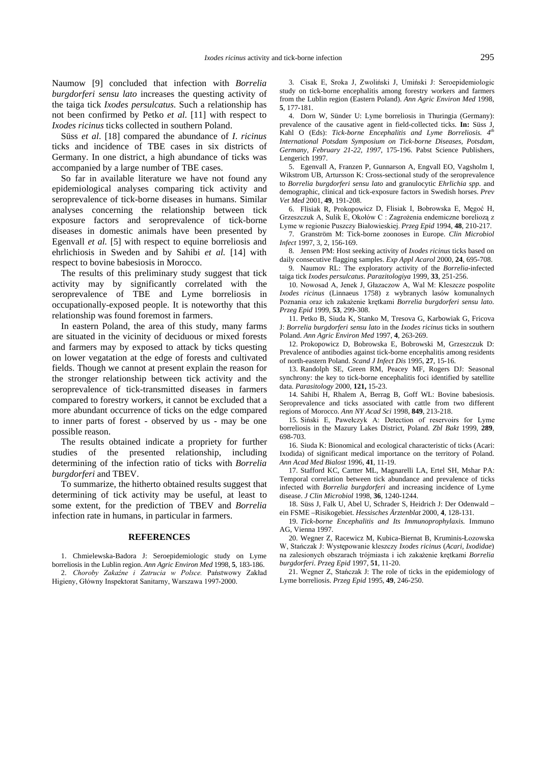Naumow [9] concluded that infection with *Borrelia burgdorferi sensu lato* increases the questing activity of the taiga tick *Ixodes persulcatus.* Such a relationship has not been confirmed by Petko *et al.* [11] with respect to *Ixodes ricinus* ticks collected in southern Poland.

Süss *et al*. [18] compared the abundance of *I. ricinus* ticks and incidence of TBE cases in six districts of Germany. In one district, a high abundance of ticks was accompanied by a large number of TBE cases.

So far in available literature we have not found any epidemiological analyses comparing tick activity and seroprevalence of tick-borne diseases in humans. Similar analyses concerning the relationship between tick exposure factors and seroprevalence of tick-borne diseases in domestic animals have been presented by Egenvall *et al.* [5] with respect to equine borreliosis and ehrlichiosis in Sweden and by Sahibi *et al.* [14] with respect to bovine babesiosis in Morocco.

The results of this preliminary study suggest that tick activity may by significantly correlated with the seroprevalence of TBE and Lyme borreliosis in occupationally-exposed people. It is noteworthy that this relationship was found foremost in farmers.

In eastern Poland, the area of this study, many farms are situated in the vicinity of deciduous or mixed forests and farmers may by exposed to attack by ticks questing on lower vegatation at the edge of forests and cultivated fields. Though we cannot at present explain the reason for the stronger relationship between tick activity and the seroprevalence of tick-transmitted diseases in farmers compared to forestry workers, it cannot be excluded that a more abundant occurrence of ticks on the edge compared to inner parts of forest - observed by us - may be one possible reason.

The results obtained indicate a propriety for further studies of the presented relationship, including determining of the infection ratio of ticks with *Borrelia burgdorferi* and TBEV.

To summarize, the hitherto obtained results suggest that determining of tick activity may be useful, at least to some extent, for the prediction of TBEV and *Borrelia* infection rate in humans, in particular in farmers.

## REFERENCES

1. Chmielewska-Badora J: Seroepidemiologic study on Lyme borreliosis in the Lublin region. *Ann Agric Environ Med* 1998, **5**, 183-186.

2. *Choroby Zakaźne i Zatrucia w Polsce.* Państwowy Zakład Higieny, Główny Inspektorat Sanitarny, Warszawa 1997-2000.

3. Cisak E, Sroka J, Zwoliński J, Umiński J: Seroepidemiologic study on tick-borne encephalitis among forestry workers and farmers from the Lublin region (Eastern Poland). *Ann Agric Environ Med* 1998, **5**, 177-181.

4. Dorn W, Sünder U: Lyme borreliosis in Thuringia (Germany): prevalence of the causative agent in field-collected ticks. **In:** Süss J, Kahl O (Eds): *Tick-borne Encephalitis and Lyme Borreliosis. 4th International Potsdam Symposium on Tick-borne Diseases, Potsdam, Germany, February 21-22, 1997,* 175-196. Pabst Science Publishers, Lengerich 1997.

5. Egenvall A, Franzen P, Gunnarson A, Engvall EO, Vagsholm I, Wikstrom UB, Artursson K: Cross-sectional study of the seroprevalence to *Borrelia burgdorferi sensu lato* and granulocytic *Ehrlichia spp*. and demographic, clinical and tick-exposure factors in Swedish horses. *Prev Vet Med* 2001, **49**, 191-208.

6. Flisiak R, Prokopowicz D, Flisiak I, Bobrowska E, Męgoć H, Grzeszczuk A, Sulik E, Okołów C : Zagrożenia endemiczne boreliozą z Lyme w regionie Puszczy Białowieskiej. *Przeg Epid* 1994, **48**, 210-217.

7. Granström M: Tick-borne zoonoses in Europe. *Clin Microbiol Infect* 1997, 3, 2, 156-169.

8. Jensen PM: Host seeking activity of *Ixodes ricinus* ticks based on daily consecutive flagging samples. *Exp Appl Acarol* 2000, **24**, 695-708.

9. Naumov RL: The exploratory activity of the *Borrelia*-infected taiga tick *Ixodes persulcatus*. *Parazitologiya* 1999, **33**, 251-256.

10. Nowosad A, Jenek J, Głazaczow A, Wal M: Kleszcze pospolite *Ixodes ricinus* (Linnaeus 1758) z wybranych lasów komunalnych Poznania oraz ich zakażenie krętkami *Borrelia burgdorferi sensu lato*. *Przeg Epid* 1999, **53**, 299-308.

11. Petko B, Siuda K, Stanko M, Tresova G, Karbowiak G, Fricova J: *Borrelia burgdorferi sensu lato* in the *Ixodes ricinus* ticks in southern Poland. *Ann Agric Environ Med* 1997, **4**, 263-269.

12. Prokopowicz D, Bobrowska E, Bobrowski M, Grzeszczuk D: Prevalence of antibodies against tick-borne encephalitis among residents of north-eastern Poland. *Scand J Infect Dis* 1995, **27**, 15-16.

13. Randolph SE, Green RM, Peacey MF, Rogers DJ: Seasonal synchrony: the key to tick-borne encephalitis foci identified by satellite data. *Parasitology* 2000, **121,** 15-23.

14. Sahibi H, Rhalem A, Berrag B, Goff WL: Bovine babesiosis. Seroprevalence and ticks associated with cattle from two different regions of Morocco. *Ann NY Acad Sci* 1998, **849**, 213-218.

15. Siński E, Pawełczyk A: Detection of reservoirs for Lyme borreliosis in the Mazury Lakes District, Poland. *Zbl Bakt* 1999, **289**, 698-703.

16. Siuda K: Bionomical and ecological characteristic of ticks (Acari: Ixodida) of significant medical importance on the territory of Poland. *Ann Acad Med Bialost* 1996, **41**, 11-19.

17. Stafford KC, Cartter ML, Magnarelli LA, Ertel SH, Mshar PA: Temporal correlation between tick abundance and prevalence of ticks infected with *Borrelia burgdorferi* and increasing incidence of Lyme disease. *J Clin Microbiol* 1998, **36**, 1240-1244.

18. Süss J, Falk U, Abel U, Schrader S, Heidrich J: Der Odenwald – ein FSME –Risikogebiet. *Hessisches Ärztenblat* 2000, **4**, 128-131.

19. *Tick-borne Encephalitis and Its Immunoprophylaxis.* Immuno AG, Vienna 1997.

20. Wegner Z, Racewicz M, Kubica-Biernat B, Kruminis-Łozowska W, Stańczak J: Występowanie kleszczy *Ixodes ricinus* (*Acari, Ixodidae*) na zalesionych obszarach trójmiasta i ich zakażenie krętkami *Borrelia burgdorferi*. *Przeg Epid* 1997, **51**, 11-20.

21. Wegner Z, Stańczak J: The role of ticks in the epidemiology of Lyme borreliosis. *Przeg Epid* 1995, **49**, 246-250.